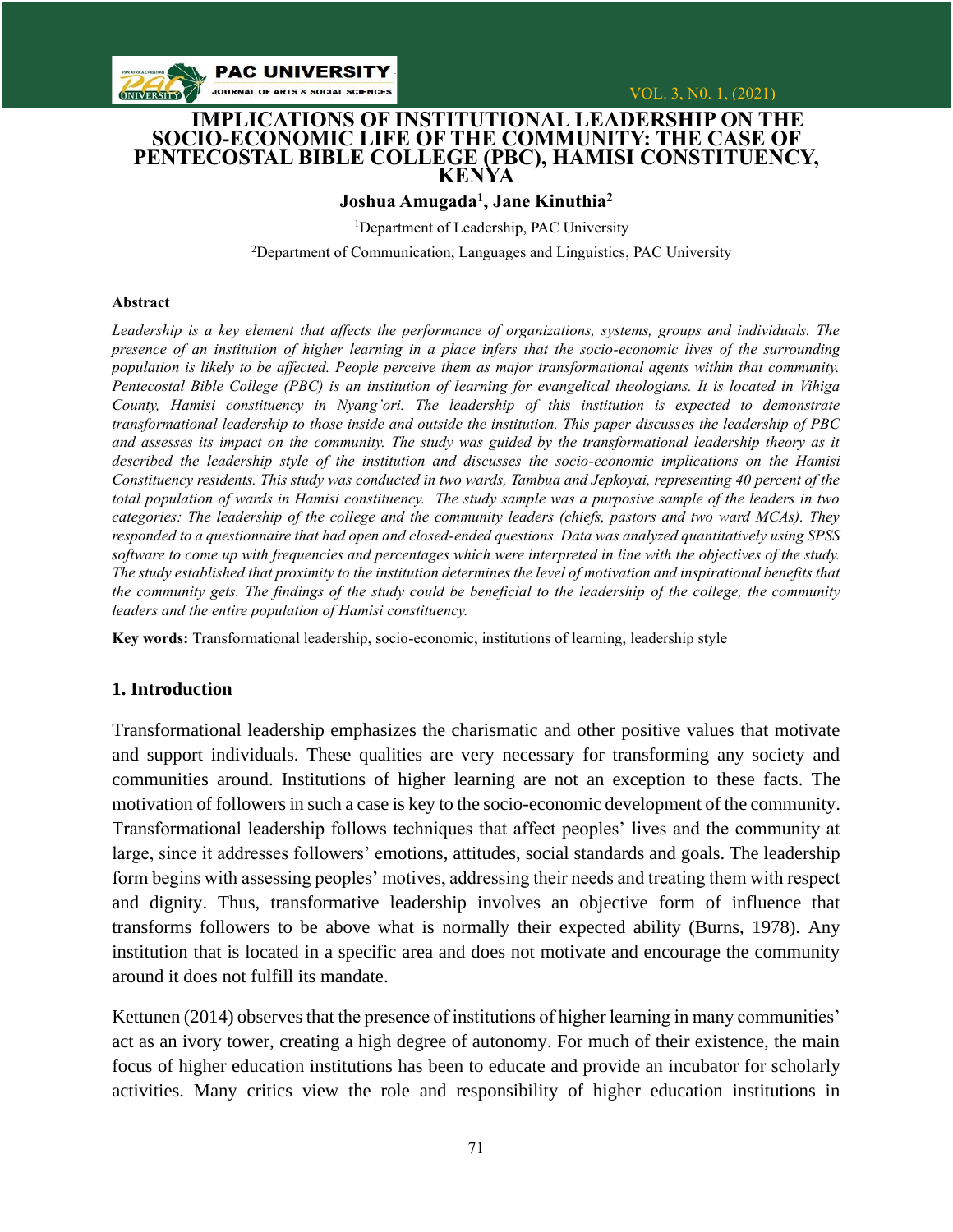# IMPLICATIONS OF INSTITUTIONAL LEADERSHIP ON THE SOCIO-ECONOMIC LIFE OF THE COMMUNITY: THE CASE OF PENTECOSTAL BIBLE COLLEGE (PBC), HAMISI CONSTITUENCY, KENYA

**Joshua Amugada[1], Jane Kinuthia[2]**

[1]Department of Leadership, PAC University

[2]Department of Communication, Languages and Linguistics, PAC University

**Abstract**

*Leadership is a key element that affects the performance of organizations, systems, groups and individuals. The presence of an institution of higher learning in a place infers that the socio-economic lives of the surrounding population is likely to be affected. People perceive them as major transformational agents within that community. Pentecostal Bible College (PBC) is an institution of learning for evangelical theologians. It is located in Vihiga County, Hamisi constituency in Nyang'ori. The leadership of this institution is expected to demonstrate transformational leadership to those inside and outside the institution. This paper discusses the leadership of PBC and assesses its impact on the community. The study was guided by the transformational leadership theory as it described the leadership style of the institution and discusses the socio-economic implications on the Hamisi Constituency residents. This study was conducted in two wards, Tambua and Jepkoyai, representing 40 percent of the total population of wards in Hamisi constituency. The study sample was a purposive sample of the leaders in two categories: The leadership of the college and the community leaders (chiefs, pastors and two ward MCAs). They responded to a questionnaire that had open and closed-ended questions. Data was analyzed quantitatively using SPSS software to come up with frequencies and percentages which were interpreted in line with the objectives of the study. The study established that proximity to the institution determines the level of motivation and inspirational benefits that the community gets. The findings of the study could be beneficial to the leadership of the college, the community leaders and the entire population of Hamisi constituency.*

**Key words:** Transformational leadership, socio-economic, institutions of learning, leadership style

## 1. Introduction

Transformational leadership emphasizes the charismatic and other positive values that motivate and support individuals. These qualities are very necessary for transforming any society and communities around. Institutions of higher learning are not an exception to these facts. The motivation of followers in such a case is key to the socio-economic development of the community. Transformational leadership follows techniques that affect peoples' lives and the community at large, since it addresses followers' emotions, attitudes, social standards and goals. The leadership form begins with assessing peoples' motives, addressing their needs and treating them with respect and dignity. Thus, transformative leadership involves an objective form of influence that transforms followers to be above what is normally their expected ability (Burns, 1978). Any institution that is located in a specific area and does not motivate and encourage the community around it does not fulfill its mandate.

Kettunen (2014) observes that the presence of institutions of higher learning in many communities' act as an ivory tower, creating a high degree of autonomy. For much of their existence, the main focus of higher education institutions has been to educate and provide an incubator for scholarly activities. Many critics view the role and responsibility of higher education institutions in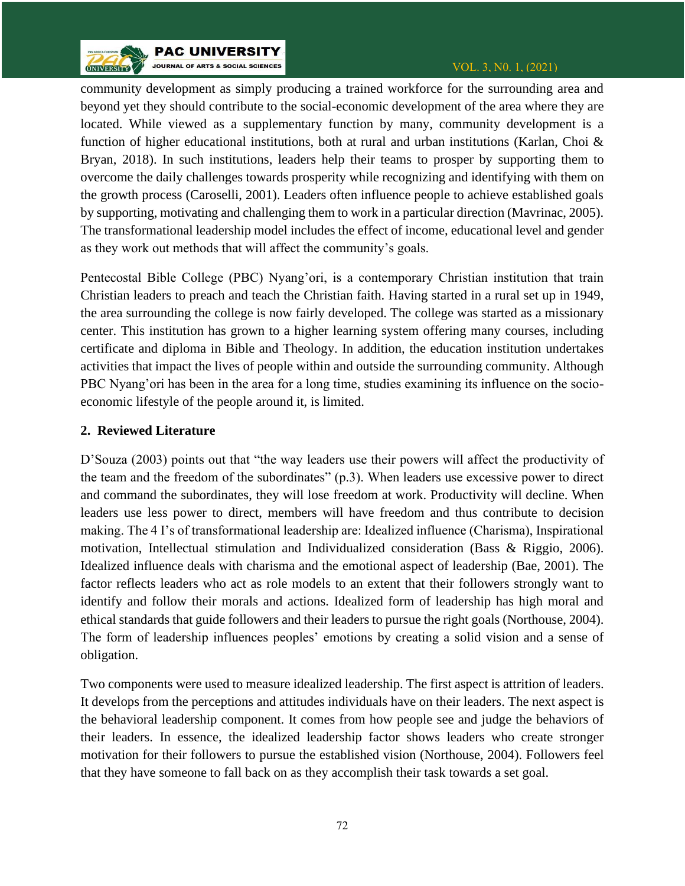community development as simply producing a trained workforce for the surrounding area and beyond yet they should contribute to the social-economic development of the area where they are located. While viewed as a supplementary function by many, community development is a function of higher educational institutions, both at rural and urban institutions (Karlan, Choi & Bryan, 2018). In such institutions, leaders help their teams to prosper by supporting them to overcome the daily challenges towards prosperity while recognizing and identifying with them on the growth process (Caroselli, 2001). Leaders often influence people to achieve established goals by supporting, motivating and challenging them to work in a particular direction (Mavrinac, 2005). The transformational leadership model includes the effect of income, educational level and gender as they work out methods that will affect the community's goals.

Pentecostal Bible College (PBC) Nyang'ori, is a contemporary Christian institution that train Christian leaders to preach and teach the Christian faith. Having started in a rural set up in 1949, the area surrounding the college is now fairly developed. The college was started as a missionary center. This institution has grown to a higher learning system offering many courses, including certificate and diploma in Bible and Theology. In addition, the education institution undertakes activities that impact the lives of people within and outside the surrounding community. Although PBC Nyang'ori has been in the area for a long time, studies examining its influence on the socio-economic lifestyle of the people around it, is limited.

## 2. Reviewed Literature

D'Souza (2003) points out that "the way leaders use their powers will affect the productivity of the team and the freedom of the subordinates" (p.3). When leaders use excessive power to direct and command the subordinates, they will lose freedom at work. Productivity will decline. When leaders use less power to direct, members will have freedom and thus contribute to decision making. The 4 I's of transformational leadership are: Idealized influence (Charisma), Inspirational motivation, Intellectual stimulation and Individualized consideration (Bass & Riggio, 2006). Idealized influence deals with charisma and the emotional aspect of leadership (Bae, 2001). The factor reflects leaders who act as role models to an extent that their followers strongly want to identify and follow their morals and actions. Idealized form of leadership has high moral and ethical standards that guide followers and their leaders to pursue the right goals (Northouse, 2004). The form of leadership influences peoples' emotions by creating a solid vision and a sense of obligation.

Two components were used to measure idealized leadership. The first aspect is attrition of leaders. It develops from the perceptions and attitudes individuals have on their leaders. The next aspect is the behavioral leadership component. It comes from how people see and judge the behaviors of their leaders. In essence, the idealized leadership factor shows leaders who create stronger motivation for their followers to pursue the established vision (Northouse, 2004). Followers feel that they have someone to fall back on as they accomplish their task towards a set goal.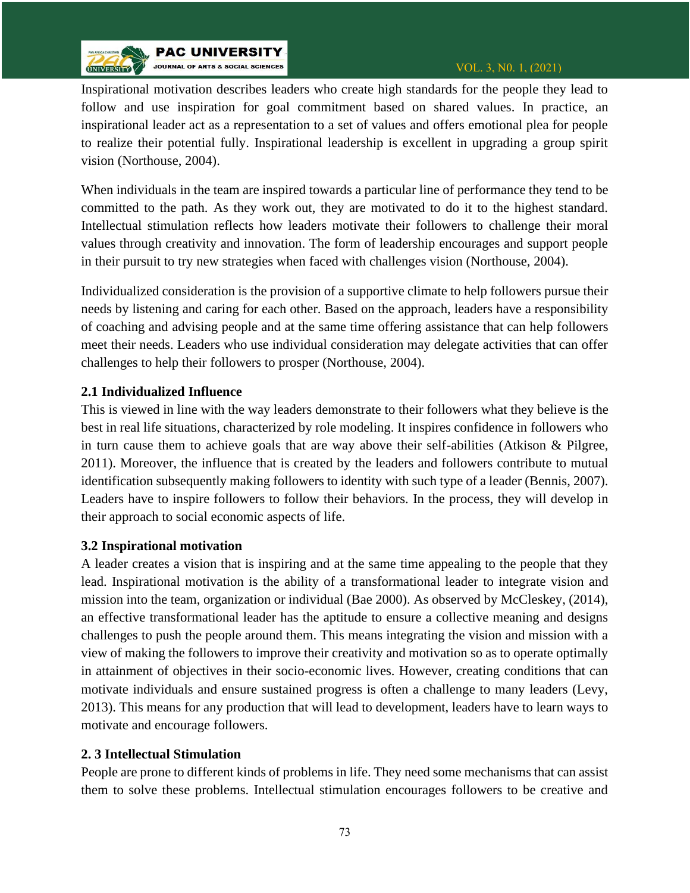Inspirational motivation describes leaders who create high standards for the people they lead to follow and use inspiration for goal commitment based on shared values. In practice, an inspirational leader act as a representation to a set of values and offers emotional plea for people to realize their potential fully. Inspirational leadership is excellent in upgrading a group spirit vision (Northouse, 2004).

When individuals in the team are inspired towards a particular line of performance they tend to be committed to the path. As they work out, they are motivated to do it to the highest standard. Intellectual stimulation reflects how leaders motivate their followers to challenge their moral values through creativity and innovation. The form of leadership encourages and support people in their pursuit to try new strategies when faced with challenges vision (Northouse, 2004).

Individualized consideration is the provision of a supportive climate to help followers pursue their needs by listening and caring for each other. Based on the approach, leaders have a responsibility of coaching and advising people and at the same time offering assistance that can help followers meet their needs. Leaders who use individual consideration may delegate activities that can offer challenges to help their followers to prosper (Northouse, 2004).

### 2.1 Individualized Influence

This is viewed in line with the way leaders demonstrate to their followers what they believe is the best in real life situations, characterized by role modeling. It inspires confidence in followers who in turn cause them to achieve goals that are way above their self-abilities (Atkison & Pilgree, 2011). Moreover, the influence that is created by the leaders and followers contribute to mutual identification subsequently making followers to identity with such type of a leader (Bennis, 2007). Leaders have to inspire followers to follow their behaviors. In the process, they will develop in their approach to social economic aspects of life.

### 3.2 Inspirational motivation

A leader creates a vision that is inspiring and at the same time appealing to the people that they lead. Inspirational motivation is the ability of a transformational leader to integrate vision and mission into the team, organization or individual (Bae 2000). As observed by McCleskey, (2014), an effective transformational leader has the aptitude to ensure a collective meaning and designs challenges to push the people around them. This means integrating the vision and mission with a view of making the followers to improve their creativity and motivation so as to operate optimally in attainment of objectives in their socio-economic lives. However, creating conditions that can motivate individuals and ensure sustained progress is often a challenge to many leaders (Levy, 2013). This means for any production that will lead to development, leaders have to learn ways to motivate and encourage followers.

### 2. 3 Intellectual Stimulation

People are prone to different kinds of problems in life. They need some mechanisms that can assist them to solve these problems. Intellectual stimulation encourages followers to be creative and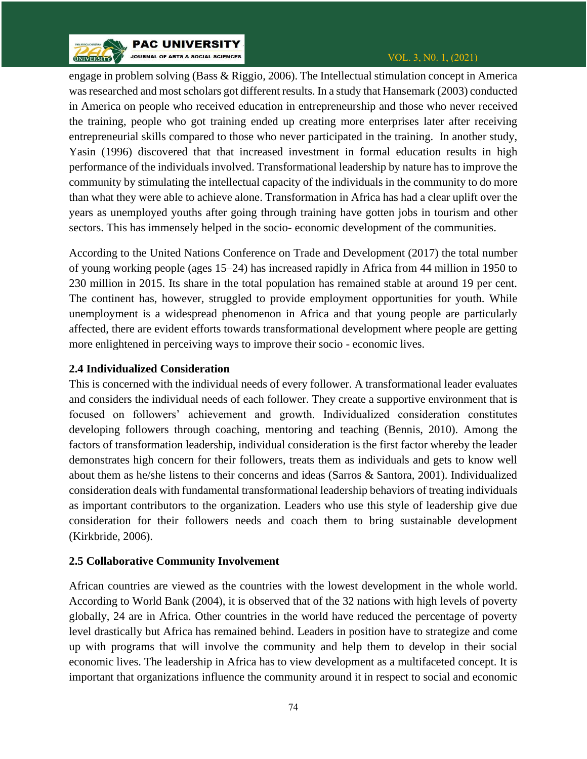engage in problem solving (Bass & Riggio, 2006). The Intellectual stimulation concept in America was researched and most scholars got different results. In a study that Hansemark (2003) conducted in America on people who received education in entrepreneurship and those who never received the training, people who got training ended up creating more enterprises later after receiving entrepreneurial skills compared to those who never participated in the training. In another study, Yasin (1996) discovered that that increased investment in formal education results in high performance of the individuals involved. Transformational leadership by nature has to improve the community by stimulating the intellectual capacity of the individuals in the community to do more than what they were able to achieve alone. Transformation in Africa has had a clear uplift over the years as unemployed youths after going through training have gotten jobs in tourism and other sectors. This has immensely helped in the socio- economic development of the communities.

According to the United Nations Conference on Trade and Development (2017) the total number of young working people (ages 15–24) has increased rapidly in Africa from 44 million in 1950 to 230 million in 2015. Its share in the total population has remained stable at around 19 per cent. The continent has, however, struggled to provide employment opportunities for youth. While unemployment is a widespread phenomenon in Africa and that young people are particularly affected, there are evident efforts towards transformational development where people are getting more enlightened in perceiving ways to improve their socio - economic lives.

### 2.4 Individualized Consideration

This is concerned with the individual needs of every follower. A transformational leader evaluates and considers the individual needs of each follower. They create a supportive environment that is focused on followers' achievement and growth. Individualized consideration constitutes developing followers through coaching, mentoring and teaching (Bennis, 2010). Among the factors of transformation leadership, individual consideration is the first factor whereby the leader demonstrates high concern for their followers, treats them as individuals and gets to know well about them as he/she listens to their concerns and ideas (Sarros & Santora, 2001). Individualized consideration deals with fundamental transformational leadership behaviors of treating individuals as important contributors to the organization. Leaders who use this style of leadership give due consideration for their followers needs and coach them to bring sustainable development (Kirkbride, 2006).

### 2.5 Collaborative Community Involvement

African countries are viewed as the countries with the lowest development in the whole world. According to World Bank (2004), it is observed that of the 32 nations with high levels of poverty globally, 24 are in Africa. Other countries in the world have reduced the percentage of poverty level drastically but Africa has remained behind. Leaders in position have to strategize and come up with programs that will involve the community and help them to develop in their social economic lives. The leadership in Africa has to view development as a multifaceted concept. It is important that organizations influence the community around it in respect to social and economic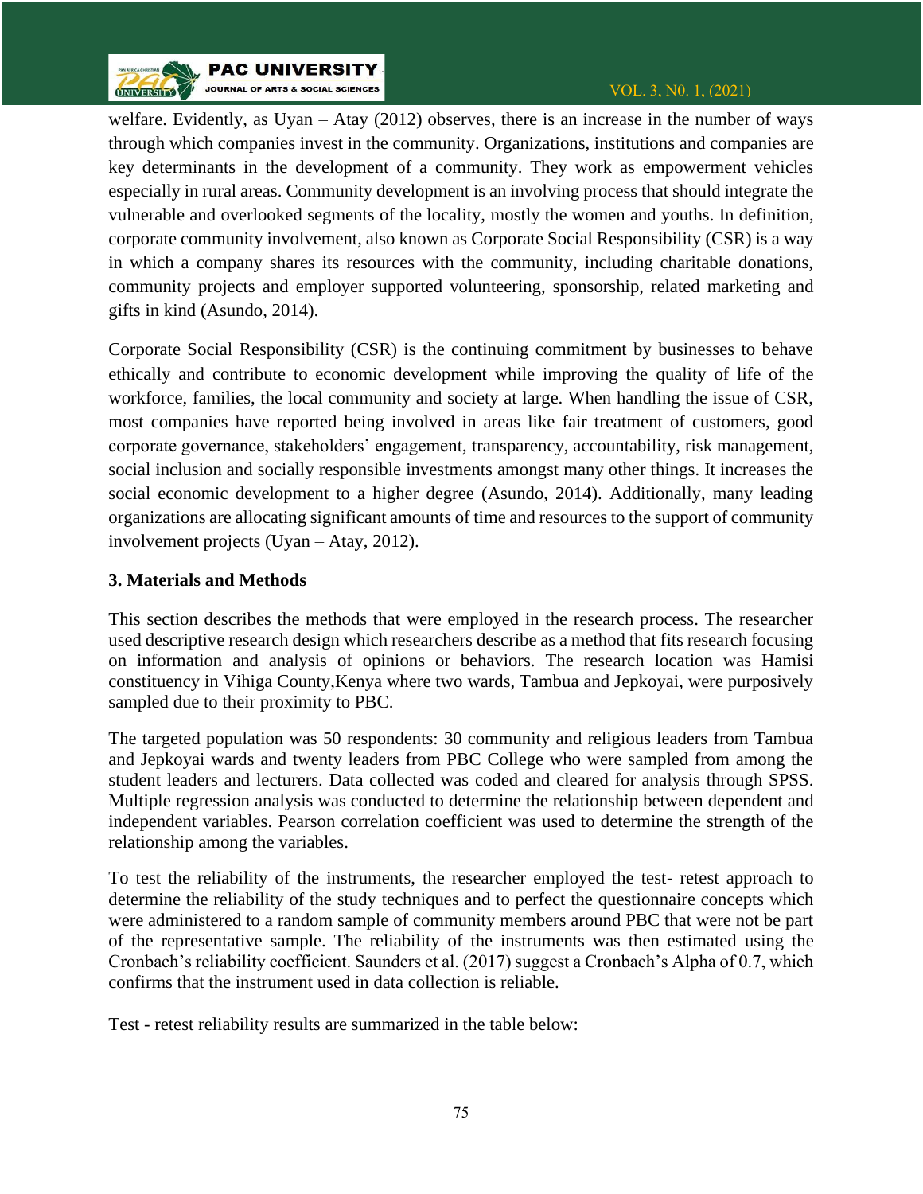welfare. Evidently, as Uyan – Atay (2012) observes, there is an increase in the number of ways through which companies invest in the community. Organizations, institutions and companies are key determinants in the development of a community. They work as empowerment vehicles especially in rural areas. Community development is an involving process that should integrate the vulnerable and overlooked segments of the locality, mostly the women and youths. In definition, corporate community involvement, also known as Corporate Social Responsibility (CSR) is a way in which a company shares its resources with the community, including charitable donations, community projects and employer supported volunteering, sponsorship, related marketing and gifts in kind (Asundo, 2014).

Corporate Social Responsibility (CSR) is the continuing commitment by businesses to behave ethically and contribute to economic development while improving the quality of life of the workforce, families, the local community and society at large. When handling the issue of CSR, most companies have reported being involved in areas like fair treatment of customers, good corporate governance, stakeholders' engagement, transparency, accountability, risk management, social inclusion and socially responsible investments amongst many other things. It increases the social economic development to a higher degree (Asundo, 2014). Additionally, many leading organizations are allocating significant amounts of time and resources to the support of community involvement projects (Uyan – Atay, 2012).

### 3. Materials and Methods

This section describes the methods that were employed in the research process. The researcher used descriptive research design which researchers describe as a method that fits research focusing on information and analysis of opinions or behaviors. The research location was Hamisi constituency in Vihiga County,Kenya where two wards, Tambua and Jepkoyai, were purposively sampled due to their proximity to PBC.

The targeted population was 50 respondents: 30 community and religious leaders from Tambua and Jepkoyai wards and twenty leaders from PBC College who were sampled from among the student leaders and lecturers. Data collected was coded and cleared for analysis through SPSS. Multiple regression analysis was conducted to determine the relationship between dependent and independent variables. Pearson correlation coefficient was used to determine the strength of the relationship among the variables.

To test the reliability of the instruments, the researcher employed the test- retest approach to determine the reliability of the study techniques and to perfect the questionnaire concepts which were administered to a random sample of community members around PBC that were not be part of the representative sample. The reliability of the instruments was then estimated using the Cronbach's reliability coefficient. Saunders et al. (2017) suggest a Cronbach's Alpha of 0.7, which confirms that the instrument used in data collection is reliable.

Test - retest reliability results are summarized in the table below: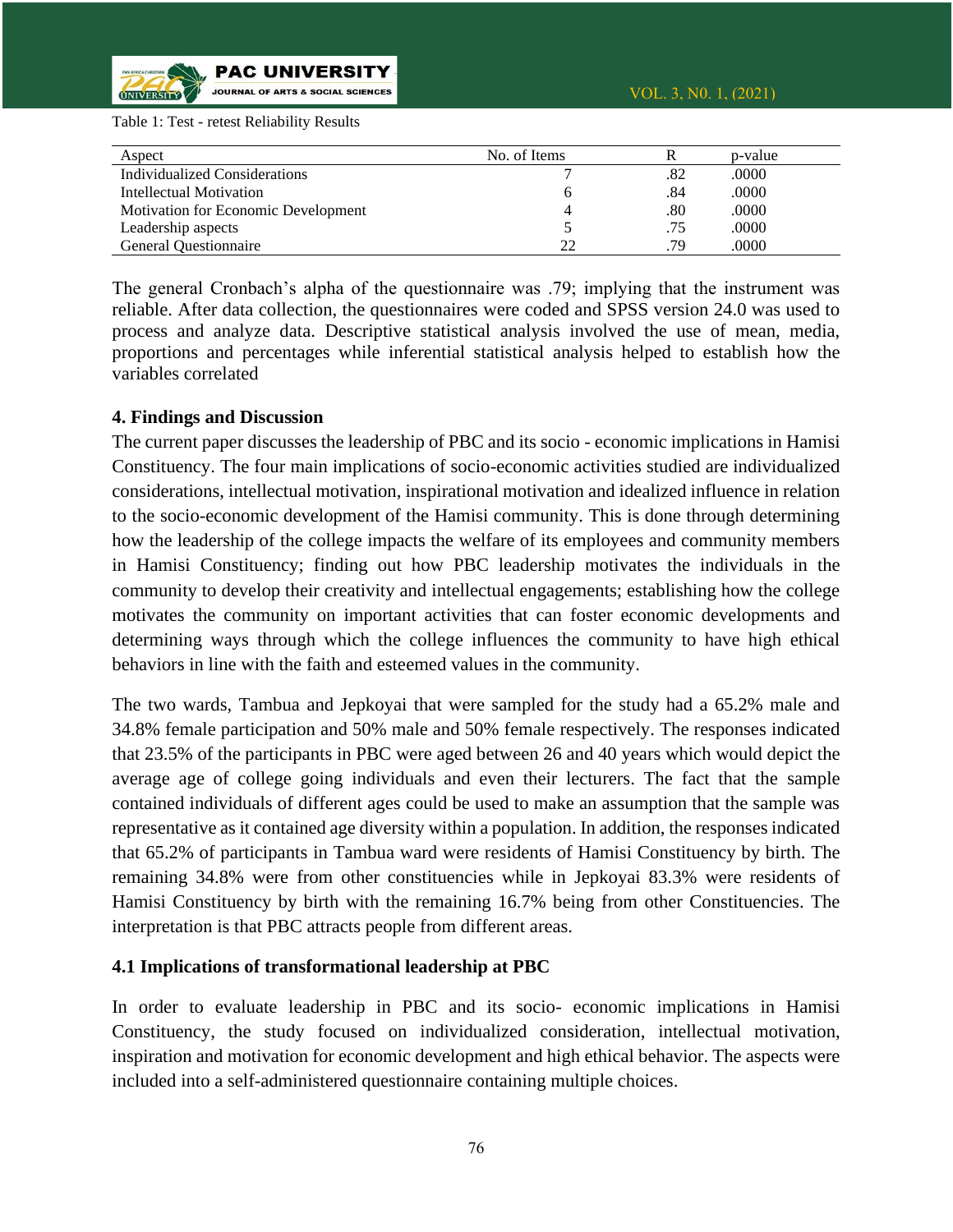Table 1: Test - retest Reliability Results

| Aspect | No. of Items | R | p-value |
|---|---|---|---|
| Individualized Considerations | 7 | .82 | .0000 |
| Intellectual Motivation | 6 | .84 | .0000 |
| Motivation for Economic Development | 4 | .80 | .0000 |
| Leadership aspects | 5 | .75 | .0000 |
| General Questionnaire | 22 | .79 | .0000 |

The general Cronbach's alpha of the questionnaire was .79; implying that the instrument was reliable. After data collection, the questionnaires were coded and SPSS version 24.0 was used to process and analyze data. Descriptive statistical analysis involved the use of mean, media, proportions and percentages while inferential statistical analysis helped to establish how the variables correlated

## 4. Findings and Discussion

The current paper discusses the leadership of PBC and its socio - economic implications in Hamisi Constituency. The four main implications of socio-economic activities studied are individualized considerations, intellectual motivation, inspirational motivation and idealized influence in relation to the socio-economic development of the Hamisi community. This is done through determining how the leadership of the college impacts the welfare of its employees and community members in Hamisi Constituency; finding out how PBC leadership motivates the individuals in the community to develop their creativity and intellectual engagements; establishing how the college motivates the community on important activities that can foster economic developments and determining ways through which the college influences the community to have high ethical behaviors in line with the faith and esteemed values in the community.

The two wards, Tambua and Jepkoyai that were sampled for the study had a 65.2% male and 34.8% female participation and 50% male and 50% female respectively. The responses indicated that 23.5% of the participants in PBC were aged between 26 and 40 years which would depict the average age of college going individuals and even their lecturers. The fact that the sample contained individuals of different ages could be used to make an assumption that the sample was representative as it contained age diversity within a population. In addition, the responses indicated that 65.2% of participants in Tambua ward were residents of Hamisi Constituency by birth. The remaining 34.8% were from other constituencies while in Jepkoyai 83.3% were residents of Hamisi Constituency by birth with the remaining 16.7% being from other Constituencies. The interpretation is that PBC attracts people from different areas.

### 4.1 Implications of transformational leadership at PBC

In order to evaluate leadership in PBC and its socio- economic implications in Hamisi Constituency, the study focused on individualized consideration, intellectual motivation, inspiration and motivation for economic development and high ethical behavior. The aspects were included into a self-administered questionnaire containing multiple choices.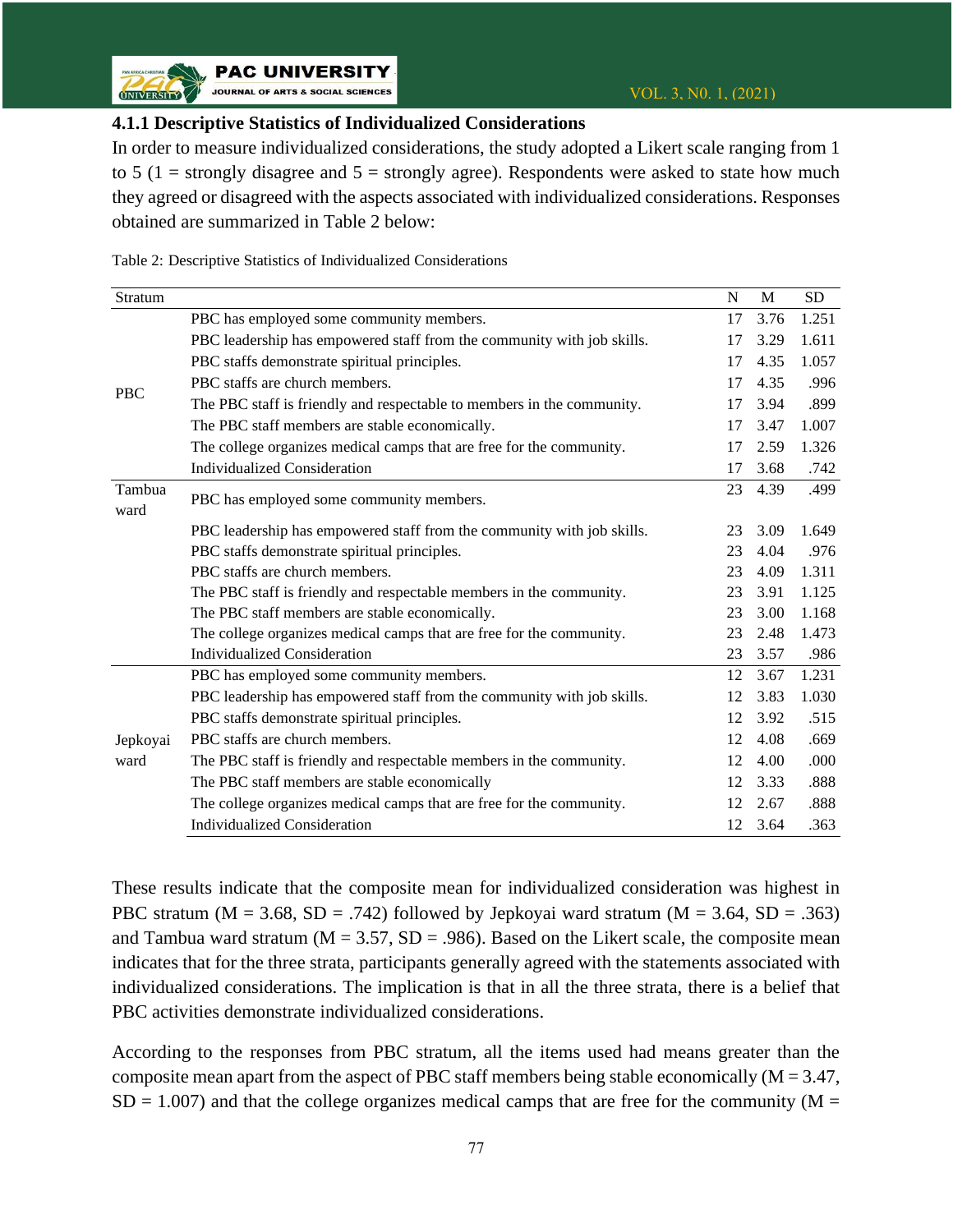### 4.1.1 Descriptive Statistics of Individualized Considerations

In order to measure individualized considerations, the study adopted a Likert scale ranging from 1 to 5 (1 = strongly disagree and 5 = strongly agree). Respondents were asked to state how much they agreed or disagreed with the aspects associated with individualized considerations. Responses obtained are summarized in Table 2 below:

Table 2: Descriptive Statistics of Individualized Considerations

| Stratum | | N | M | SD |
|---|---|---|---|---|
| PBC | PBC has employed some community members. | 17 | 3.76 | 1.251 |
| | PBC leadership has empowered staff from the community with job skills. | 17 | 3.29 | 1.611 |
| | PBC staffs demonstrate spiritual principles. | 17 | 4.35 | 1.057 |
| | PBC staffs are church members. | 17 | 4.35 | .996 |
| | The PBC staff is friendly and respectable to members in the community. | 17 | 3.94 | .899 |
| | The PBC staff members are stable economically. | 17 | 3.47 | 1.007 |
| | The college organizes medical camps that are free for the community. | 17 | 2.59 | 1.326 |
| | Individualized Consideration | 17 | 3.68 | .742 |
| Tambua ward | PBC has employed some community members. | 23 | 4.39 | .499 |
| | PBC leadership has empowered staff from the community with job skills. | 23 | 3.09 | 1.649 |
| | PBC staffs demonstrate spiritual principles. | 23 | 4.04 | .976 |
| | PBC staffs are church members. | 23 | 4.09 | 1.311 |
| | The PBC staff is friendly and respectable members in the community. | 23 | 3.91 | 1.125 |
| | The PBC staff members are stable economically. | 23 | 3.00 | 1.168 |
| | The college organizes medical camps that are free for the community. | 23 | 2.48 | 1.473 |
| | Individualized Consideration | 23 | 3.57 | .986 |
| Jepkoyai ward | PBC has employed some community members. | 12 | 3.67 | 1.231 |
| | PBC leadership has empowered staff from the community with job skills. | 12 | 3.83 | 1.030 |
| | PBC staffs demonstrate spiritual principles. | 12 | 3.92 | .515 |
| | PBC staffs are church members. | 12 | 4.08 | .669 |
| | The PBC staff is friendly and respectable members in the community. | 12 | 4.00 | .000 |
| | The PBC staff members are stable economically | 12 | 3.33 | .888 |
| | The college organizes medical camps that are free for the community. | 12 | 2.67 | .888 |
| | Individualized Consideration | 12 | 3.64 | .363 |

These results indicate that the composite mean for individualized consideration was highest in PBC stratum (M = 3.68, SD = .742) followed by Jepkoyai ward stratum (M = 3.64, SD = .363) and Tambua ward stratum (M = 3.57, SD = .986). Based on the Likert scale, the composite mean indicates that for the three strata, participants generally agreed with the statements associated with individualized considerations. The implication is that in all the three strata, there is a belief that PBC activities demonstrate individualized considerations.

According to the responses from PBC stratum, all the items used had means greater than the composite mean apart from the aspect of PBC staff members being stable economically (M = 3.47, SD = 1.007) and that the college organizes medical camps that are free for the community (M =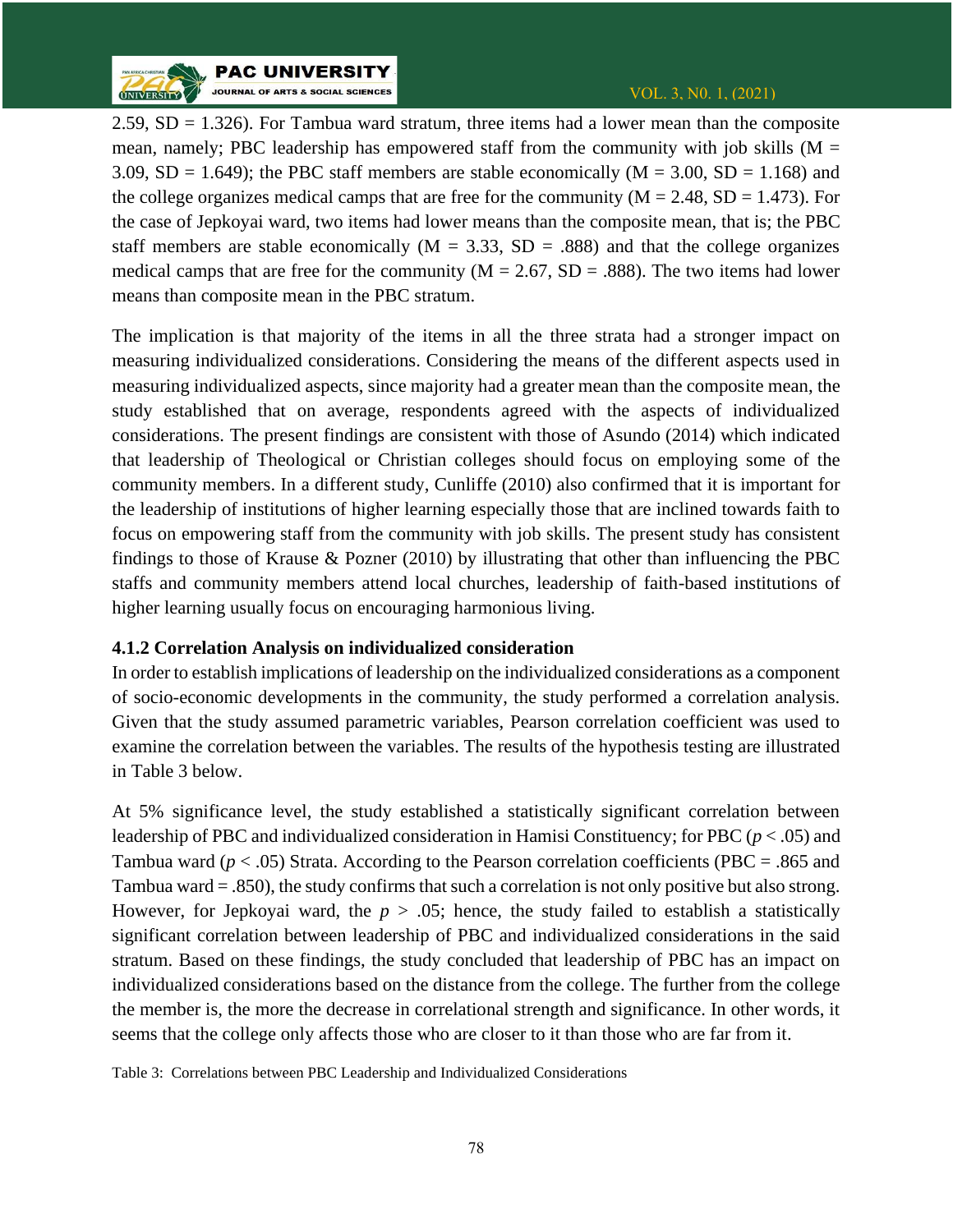2.59, SD = 1.326). For Tambua ward stratum, three items had a lower mean than the composite mean, namely; PBC leadership has empowered staff from the community with job skills (M = 3.09, SD = 1.649); the PBC staff members are stable economically (M = 3.00, SD = 1.168) and the college organizes medical camps that are free for the community (M = 2.48, SD = 1.473). For the case of Jepkoyai ward, two items had lower means than the composite mean, that is; the PBC staff members are stable economically (M = 3.33, SD = .888) and that the college organizes medical camps that are free for the community (M = 2.67, SD = .888). The two items had lower means than composite mean in the PBC stratum.

The implication is that majority of the items in all the three strata had a stronger impact on measuring individualized considerations. Considering the means of the different aspects used in measuring individualized aspects, since majority had a greater mean than the composite mean, the study established that on average, respondents agreed with the aspects of individualized considerations. The present findings are consistent with those of Asundo (2014) which indicated that leadership of Theological or Christian colleges should focus on employing some of the community members. In a different study, Cunliffe (2010) also confirmed that it is important for the leadership of institutions of higher learning especially those that are inclined towards faith to focus on empowering staff from the community with job skills. The present study has consistent findings to those of Krause & Pozner (2010) by illustrating that other than influencing the PBC staffs and community members attend local churches, leadership of faith-based institutions of higher learning usually focus on encouraging harmonious living.

### 4.1.2 Correlation Analysis on individualized consideration

In order to establish implications of leadership on the individualized considerations as a component of socio-economic developments in the community, the study performed a correlation analysis. Given that the study assumed parametric variables, Pearson correlation coefficient was used to examine the correlation between the variables. The results of the hypothesis testing are illustrated in Table 3 below.

At 5% significance level, the study established a statistically significant correlation between leadership of PBC and individualized consideration in Hamisi Constituency; for PBC ($p < .05$) and Tambua ward ($p < .05$) Strata. According to the Pearson correlation coefficients (PBC = .865 and Tambua ward = .850), the study confirms that such a correlation is not only positive but also strong. However, for Jepkoyai ward, the $p > .05$; hence, the study failed to establish a statistically significant correlation between leadership of PBC and individualized considerations in the said stratum. Based on these findings, the study concluded that leadership of PBC has an impact on individualized considerations based on the distance from the college. The further from the college the member is, the more the decrease in correlational strength and significance. In other words, it seems that the college only affects those who are closer to it than those who are far from it.

Table 3: Correlations between PBC Leadership and Individualized Considerations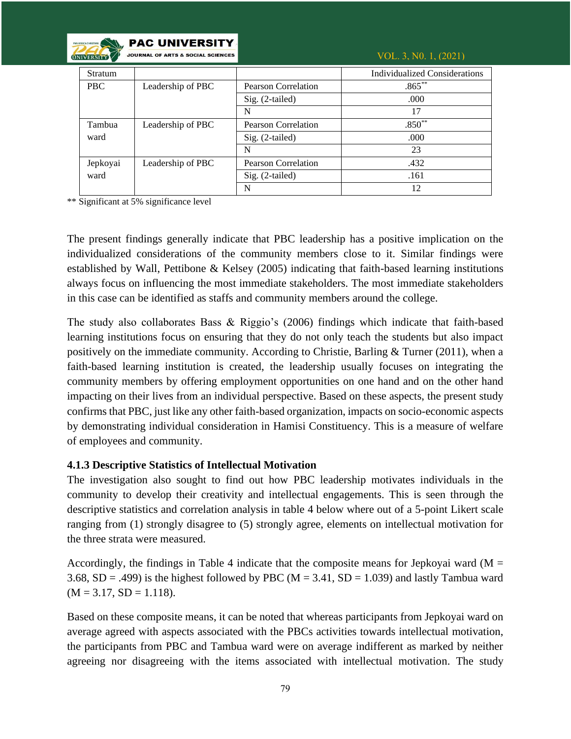| Stratum | | | Individualized Considerations |
|---|---|---|---|
| PBC | Leadership of PBC | Pearson Correlation | .865** |
| | | Sig. (2-tailed) | .000 |
| | | N | 17 |
| Tambua ward | Leadership of PBC | Pearson Correlation | .850** |
| | | Sig. (2-tailed) | .000 |
| | | N | 23 |
| Jepkoyai ward | Leadership of PBC | Pearson Correlation | .432 |
| | | Sig. (2-tailed) | .161 |
| | | N | 12 |

** Significant at 5% significance level

The present findings generally indicate that PBC leadership has a positive implication on the individualized considerations of the community members close to it. Similar findings were established by Wall, Pettibone & Kelsey (2005) indicating that faith-based learning institutions always focus on influencing the most immediate stakeholders. The most immediate stakeholders in this case can be identified as staffs and community members around the college.

The study also collaborates Bass & Riggio's (2006) findings which indicate that faith-based learning institutions focus on ensuring that they do not only teach the students but also impact positively on the immediate community. According to Christie, Barling & Turner (2011), when a faith-based learning institution is created, the leadership usually focuses on integrating the community members by offering employment opportunities on one hand and on the other hand impacting on their lives from an individual perspective. Based on these aspects, the present study confirms that PBC, just like any other faith-based organization, impacts on socio-economic aspects by demonstrating individual consideration in Hamisi Constituency. This is a measure of welfare of employees and community.

### 4.1.3 Descriptive Statistics of Intellectual Motivation

The investigation also sought to find out how PBC leadership motivates individuals in the community to develop their creativity and intellectual engagements. This is seen through the descriptive statistics and correlation analysis in table 4 below where out of a 5-point Likert scale ranging from (1) strongly disagree to (5) strongly agree, elements on intellectual motivation for the three strata were measured.

Accordingly, the findings in Table 4 indicate that the composite means for Jepkoyai ward (M = 3.68, SD = .499) is the highest followed by PBC (M = 3.41, SD = 1.039) and lastly Tambua ward (M = 3.17, SD = 1.118).

Based on these composite means, it can be noted that whereas participants from Jepkoyai ward on average agreed with aspects associated with the PBCs activities towards intellectual motivation, the participants from PBC and Tambua ward were on average indifferent as marked by neither agreeing nor disagreeing with the items associated with intellectual motivation. The study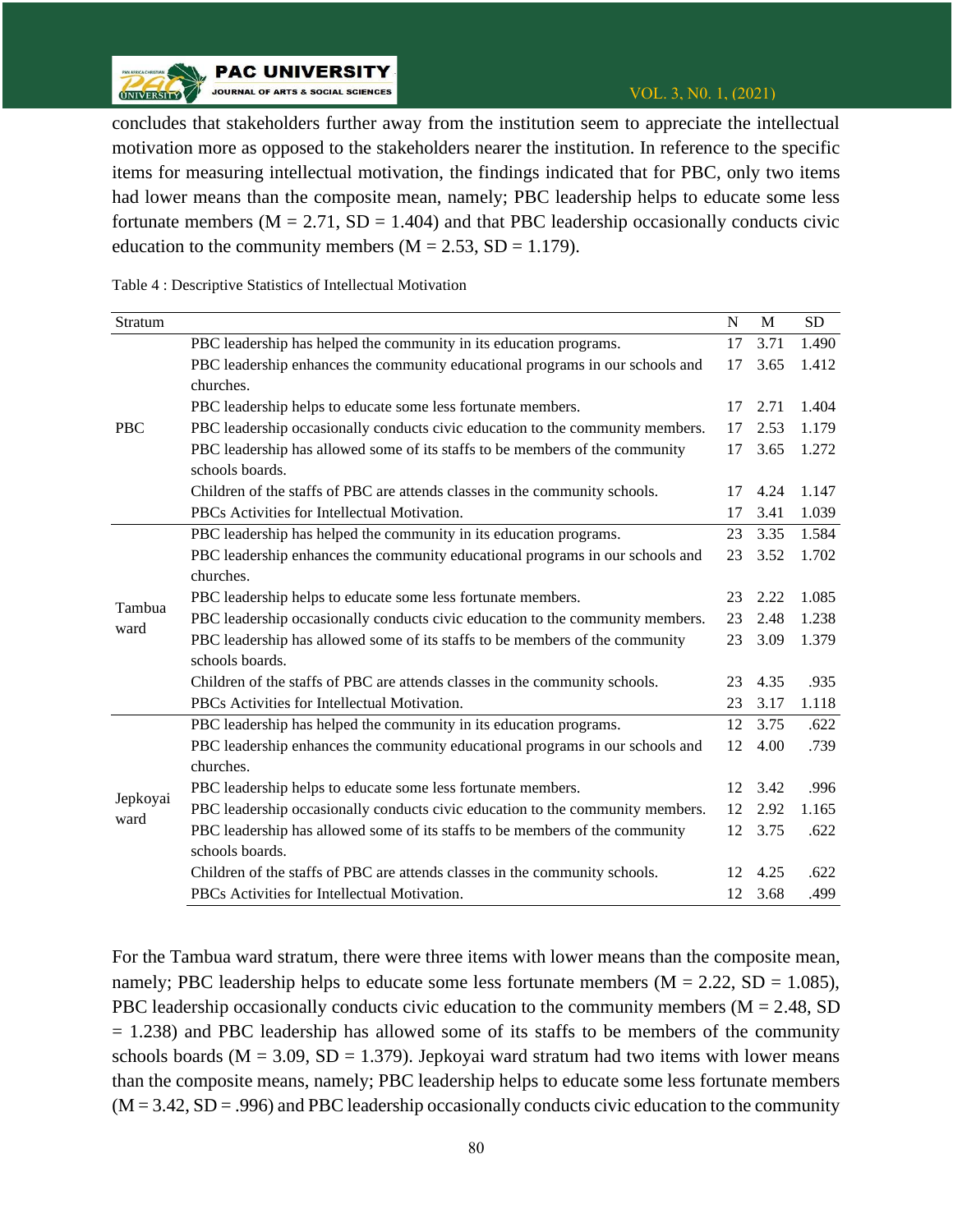concludes that stakeholders further away from the institution seem to appreciate the intellectual motivation more as opposed to the stakeholders nearer the institution. In reference to the specific items for measuring intellectual motivation, the findings indicated that for PBC, only two items had lower means than the composite mean, namely; PBC leadership helps to educate some less fortunate members (M = 2.71, SD = 1.404) and that PBC leadership occasionally conducts civic education to the community members (M = 2.53, SD = 1.179).

Table 4 : Descriptive Statistics of Intellectual Motivation

| Stratum | | N | M | SD |
|---|---|---|---|---|
| PBC | PBC leadership has helped the community in its education programs. | 17 | 3.71 | 1.490 |
| | PBC leadership enhances the community educational programs in our schools and churches. | 17 | 3.65 | 1.412 |
| | PBC leadership helps to educate some less fortunate members. | 17 | 2.71 | 1.404 |
| | PBC leadership occasionally conducts civic education to the community members. | 17 | 2.53 | 1.179 |
| | PBC leadership has allowed some of its staffs to be members of the community schools boards. | 17 | 3.65 | 1.272 |
| | Children of the staffs of PBC are attends classes in the community schools. | 17 | 4.24 | 1.147 |
| | PBCs Activities for Intellectual Motivation. | 17 | 3.41 | 1.039 |
| Tambua ward | PBC leadership has helped the community in its education programs. | 23 | 3.35 | 1.584 |
| | PBC leadership enhances the community educational programs in our schools and churches. | 23 | 3.52 | 1.702 |
| | PBC leadership helps to educate some less fortunate members. | 23 | 2.22 | 1.085 |
| | PBC leadership occasionally conducts civic education to the community members. | 23 | 2.48 | 1.238 |
| | PBC leadership has allowed some of its staffs to be members of the community schools boards. | 23 | 3.09 | 1.379 |
| | Children of the staffs of PBC are attends classes in the community schools. | 23 | 4.35 | .935 |
| | PBCs Activities for Intellectual Motivation. | 23 | 3.17 | 1.118 |
| Jepkoyai ward | PBC leadership has helped the community in its education programs. | 12 | 3.75 | .622 |
| | PBC leadership enhances the community educational programs in our schools and churches. | 12 | 4.00 | .739 |
| | PBC leadership helps to educate some less fortunate members. | 12 | 3.42 | .996 |
| | PBC leadership occasionally conducts civic education to the community members. | 12 | 2.92 | 1.165 |
| | PBC leadership has allowed some of its staffs to be members of the community schools boards. | 12 | 3.75 | .622 |
| | Children of the staffs of PBC are attends classes in the community schools. | 12 | 4.25 | .622 |
| | PBCs Activities for Intellectual Motivation. | 12 | 3.68 | .499 |

For the Tambua ward stratum, there were three items with lower means than the composite mean, namely; PBC leadership helps to educate some less fortunate members (M = 2.22, SD = 1.085), PBC leadership occasionally conducts civic education to the community members (M = 2.48, SD = 1.238) and PBC leadership has allowed some of its staffs to be members of the community schools boards (M = 3.09, SD = 1.379). Jepkoyai ward stratum had two items with lower means than the composite means, namely; PBC leadership helps to educate some less fortunate members (M = 3.42, SD = .996) and PBC leadership occasionally conducts civic education to the community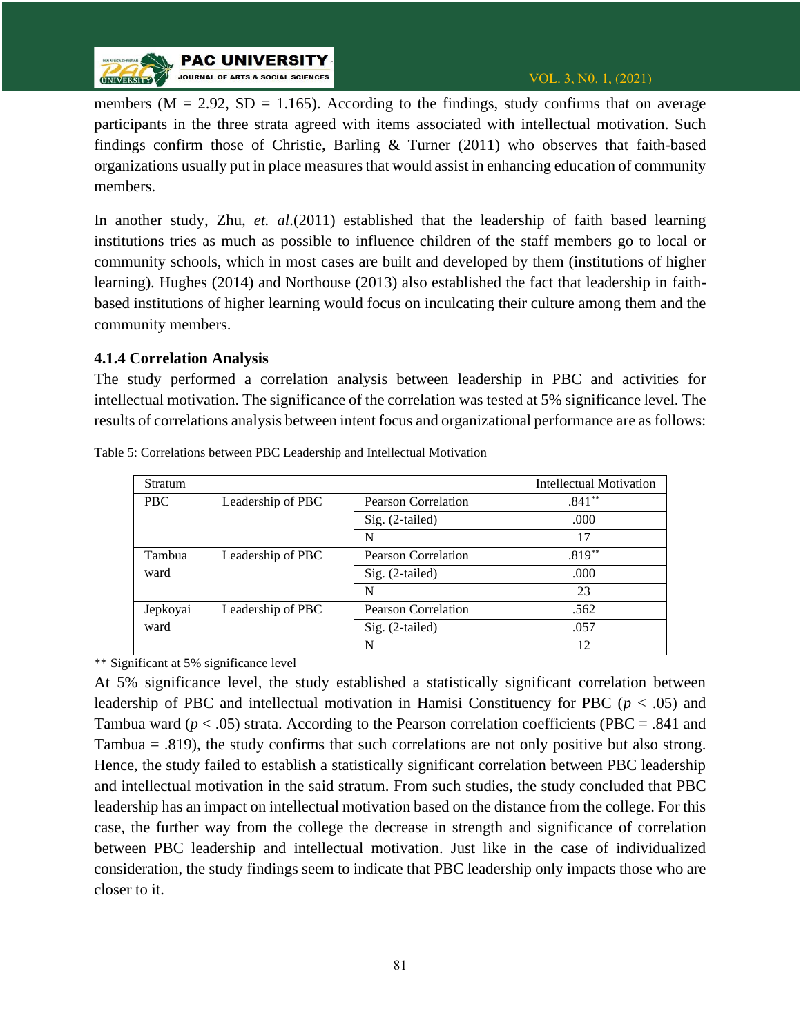members (M = 2.92, SD = 1.165). According to the findings, study confirms that on average participants in the three strata agreed with items associated with intellectual motivation. Such findings confirm those of Christie, Barling & Turner (2011) who observes that faith-based organizations usually put in place measures that would assist in enhancing education of community members.

In another study, Zhu, *et. al*.(2011) established that the leadership of faith based learning institutions tries as much as possible to influence children of the staff members go to local or community schools, which in most cases are built and developed by them (institutions of higher learning). Hughes (2014) and Northouse (2013) also established the fact that leadership in faith-based institutions of higher learning would focus on inculcating their culture among them and the community members.

### 4.1.4 Correlation Analysis

The study performed a correlation analysis between leadership in PBC and activities for intellectual motivation. The significance of the correlation was tested at 5% significance level. The results of correlations analysis between intent focus and organizational performance are as follows:

Table 5: Correlations between PBC Leadership and Intellectual Motivation

| Stratum | | | Intellectual Motivation |
|---|---|---|---|
| PBC | Leadership of PBC | Pearson Correlation | .841** |
| | | Sig. (2-tailed) | .000 |
| | | N | 17 |
| Tambua ward | Leadership of PBC | Pearson Correlation | .819** |
| | | Sig. (2-tailed) | .000 |
| | | N | 23 |
| Jepkoyai ward | Leadership of PBC | Pearson Correlation | .562 |
| | | Sig. (2-tailed) | .057 |
| | | N | 12 |

** Significant at 5% significance level

At 5% significance level, the study established a statistically significant correlation between leadership of PBC and intellectual motivation in Hamisi Constituency for PBC ($p < .05$) and Tambua ward ($p < .05$) strata. According to the Pearson correlation coefficients (PBC = .841 and Tambua = .819), the study confirms that such correlations are not only positive but also strong. Hence, the study failed to establish a statistically significant correlation between PBC leadership and intellectual motivation in the said stratum. From such studies, the study concluded that PBC leadership has an impact on intellectual motivation based on the distance from the college. For this case, the further way from the college the decrease in strength and significance of correlation between PBC leadership and intellectual motivation. Just like in the case of individualized consideration, the study findings seem to indicate that PBC leadership only impacts those who are closer to it.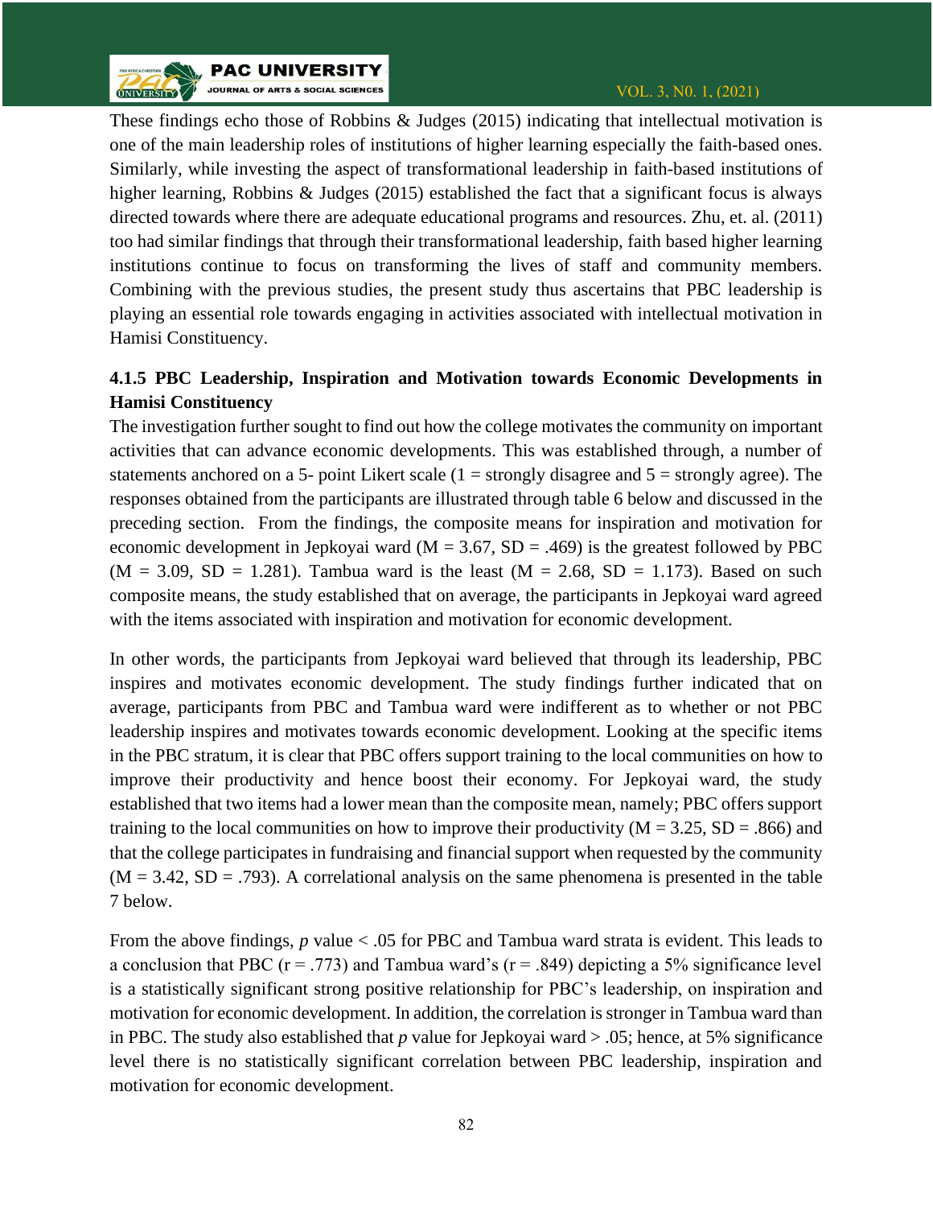These findings echo those of Robbins & Judges (2015) indicating that intellectual motivation is one of the main leadership roles of institutions of higher learning especially the faith-based ones. Similarly, while investing the aspect of transformational leadership in faith-based institutions of higher learning, Robbins & Judges (2015) established the fact that a significant focus is always directed towards where there are adequate educational programs and resources. Zhu, et. al. (2011) too had similar findings that through their transformational leadership, faith based higher learning institutions continue to focus on transforming the lives of staff and community members. Combining with the previous studies, the present study thus ascertains that PBC leadership is playing an essential role towards engaging in activities associated with intellectual motivation in Hamisi Constituency.

### 4.1.5 PBC Leadership, Inspiration and Motivation towards Economic Developments in Hamisi Constituency

The investigation further sought to find out how the college motivates the community on important activities that can advance economic developments. This was established through, a number of statements anchored on a 5- point Likert scale (1 = strongly disagree and 5 = strongly agree). The responses obtained from the participants are illustrated through table 6 below and discussed in the preceding section. From the findings, the composite means for inspiration and motivation for economic development in Jepkoyai ward (M = 3.67, SD = .469) is the greatest followed by PBC (M = 3.09, SD = 1.281). Tambua ward is the least (M = 2.68, SD = 1.173). Based on such composite means, the study established that on average, the participants in Jepkoyai ward agreed with the items associated with inspiration and motivation for economic development.

In other words, the participants from Jepkoyai ward believed that through its leadership, PBC inspires and motivates economic development. The study findings further indicated that on average, participants from PBC and Tambua ward were indifferent as to whether or not PBC leadership inspires and motivates towards economic development. Looking at the specific items in the PBC stratum, it is clear that PBC offers support training to the local communities on how to improve their productivity and hence boost their economy. For Jepkoyai ward, the study established that two items had a lower mean than the composite mean, namely; PBC offers support training to the local communities on how to improve their productivity (M = 3.25, SD = .866) and that the college participates in fundraising and financial support when requested by the community (M = 3.42, SD = .793). A correlational analysis on the same phenomena is presented in the table 7 below.

From the above findings, *p* value < .05 for PBC and Tambua ward strata is evident. This leads to a conclusion that PBC (r = .773) and Tambua ward's (r = .849) depicting a 5% significance level is a statistically significant strong positive relationship for PBC's leadership, on inspiration and motivation for economic development. In addition, the correlation is stronger in Tambua ward than in PBC. The study also established that *p* value for Jepkoyai ward > .05; hence, at 5% significance level there is no statistically significant correlation between PBC leadership, inspiration and motivation for economic development.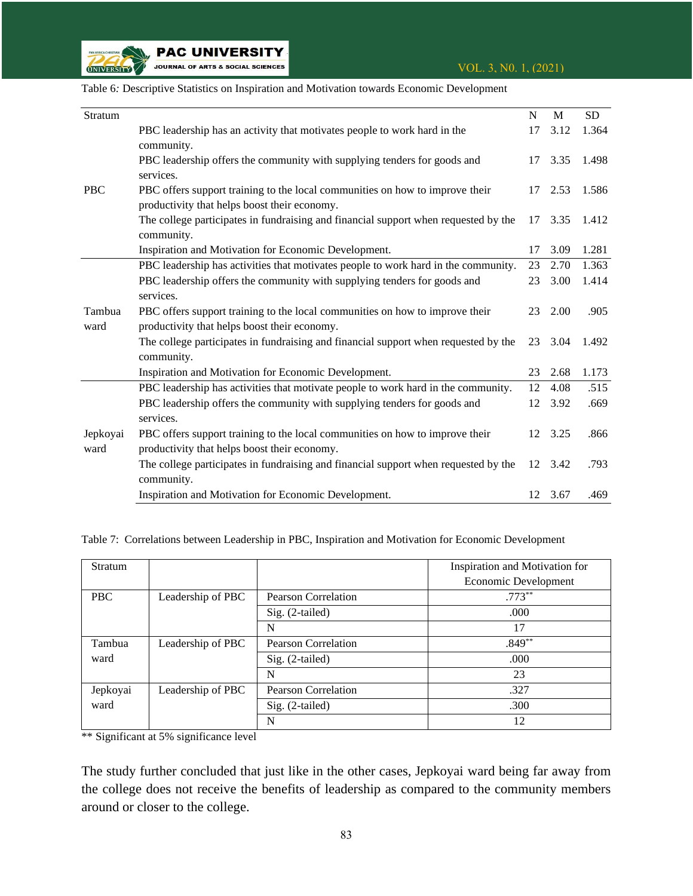Table 6*:* Descriptive Statistics on Inspiration and Motivation towards Economic Development

| Stratum | | N | M | SD |
|---|---|---|---|---|
| PBC | PBC leadership has an activity that motivates people to work hard in the community. | 17 | 3.12 | 1.364 |
| | PBC leadership offers the community with supplying tenders for goods and services. | 17 | 3.35 | 1.498 |
| | PBC offers support training to the local communities on how to improve their productivity that helps boost their economy. | 17 | 2.53 | 1.586 |
| | The college participates in fundraising and financial support when requested by the community. | 17 | 3.35 | 1.412 |
| | Inspiration and Motivation for Economic Development. | 17 | 3.09 | 1.281 |
| Tambua ward | PBC leadership has activities that motivates people to work hard in the community. | 23 | 2.70 | 1.363 |
| | PBC leadership offers the community with supplying tenders for goods and services. | 23 | 3.00 | 1.414 |
| | PBC offers support training to the local communities on how to improve their productivity that helps boost their economy. | 23 | 2.00 | .905 |
| | The college participates in fundraising and financial support when requested by the community. | 23 | 3.04 | 1.492 |
| | Inspiration and Motivation for Economic Development. | 23 | 2.68 | 1.173 |
| Jepkoyai ward | PBC leadership has activities that motivate people to work hard in the community. | 12 | 4.08 | .515 |
| | PBC leadership offers the community with supplying tenders for goods and services. | 12 | 3.92 | .669 |
| | PBC offers support training to the local communities on how to improve their productivity that helps boost their economy. | 12 | 3.25 | .866 |
| | The college participates in fundraising and financial support when requested by the community. | 12 | 3.42 | .793 |
| | Inspiration and Motivation for Economic Development. | 12 | 3.67 | .469 |

Table 7: Correlations between Leadership in PBC, Inspiration and Motivation for Economic Development

| Stratum | | | Inspiration and Motivation for Economic Development |
|---|---|---|---|
| PBC | Leadership of PBC | Pearson Correlation | .773** |
| | | Sig. (2-tailed) | .000 |
| | | N | 17 |
| Tambua ward | Leadership of PBC | Pearson Correlation | .849** |
| | | Sig. (2-tailed) | .000 |
| | | N | 23 |
| Jepkoyai ward | Leadership of PBC | Pearson Correlation | .327 |
| | | Sig. (2-tailed) | .300 |
| | | N | 12 |

** Significant at 5% significance level

The study further concluded that just like in the other cases, Jepkoyai ward being far away from the college does not receive the benefits of leadership as compared to the community members around or closer to the college.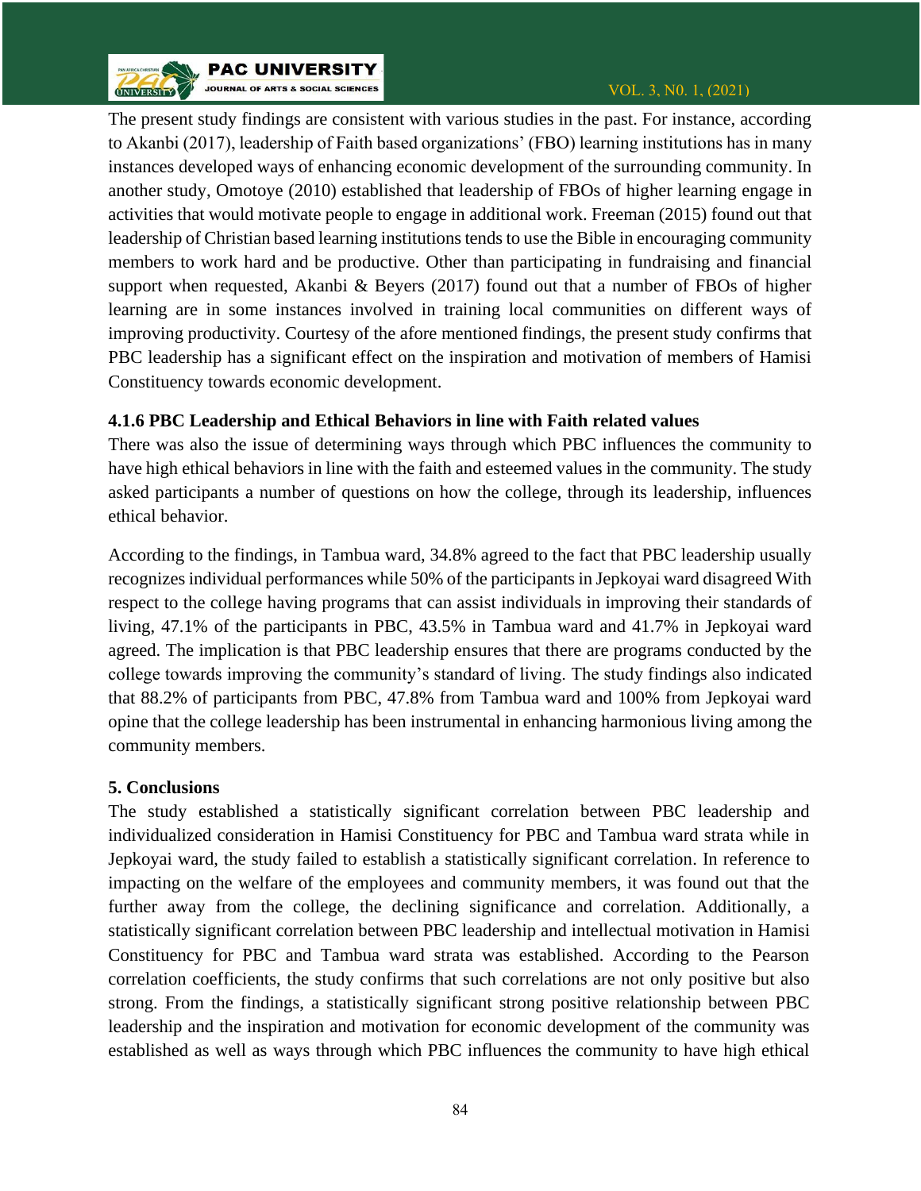The present study findings are consistent with various studies in the past. For instance, according to Akanbi (2017), leadership of Faith based organizations' (FBO) learning institutions has in many instances developed ways of enhancing economic development of the surrounding community. In another study, Omotoye (2010) established that leadership of FBOs of higher learning engage in activities that would motivate people to engage in additional work. Freeman (2015) found out that leadership of Christian based learning institutions tends to use the Bible in encouraging community members to work hard and be productive. Other than participating in fundraising and financial support when requested, Akanbi & Beyers (2017) found out that a number of FBOs of higher learning are in some instances involved in training local communities on different ways of improving productivity. Courtesy of the afore mentioned findings, the present study confirms that PBC leadership has a significant effect on the inspiration and motivation of members of Hamisi Constituency towards economic development.

#### 4.1.6 PBC Leadership and Ethical Behaviors in line with Faith related values

There was also the issue of determining ways through which PBC influences the community to have high ethical behaviors in line with the faith and esteemed values in the community. The study asked participants a number of questions on how the college, through its leadership, influences ethical behavior.

According to the findings, in Tambua ward, 34.8% agreed to the fact that PBC leadership usually recognizes individual performances while 50% of the participants in Jepkoyai ward disagreed With respect to the college having programs that can assist individuals in improving their standards of living, 47.1% of the participants in PBC, 43.5% in Tambua ward and 41.7% in Jepkoyai ward agreed. The implication is that PBC leadership ensures that there are programs conducted by the college towards improving the community's standard of living. The study findings also indicated that 88.2% of participants from PBC, 47.8% from Tambua ward and 100% from Jepkoyai ward opine that the college leadership has been instrumental in enhancing harmonious living among the community members.

## 5. Conclusions

The study established a statistically significant correlation between PBC leadership and individualized consideration in Hamisi Constituency for PBC and Tambua ward strata while in Jepkoyai ward, the study failed to establish a statistically significant correlation. In reference to impacting on the welfare of the employees and community members, it was found out that the further away from the college, the declining significance and correlation. Additionally, a statistically significant correlation between PBC leadership and intellectual motivation in Hamisi Constituency for PBC and Tambua ward strata was established. According to the Pearson correlation coefficients, the study confirms that such correlations are not only positive but also strong. From the findings, a statistically significant strong positive relationship between PBC leadership and the inspiration and motivation for economic development of the community was established as well as ways through which PBC influences the community to have high ethical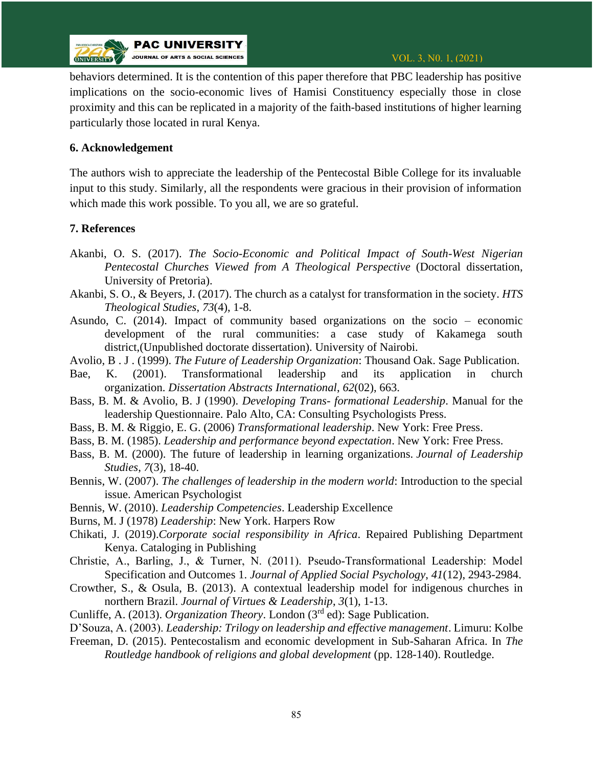behaviors determined. It is the contention of this paper therefore that PBC leadership has positive implications on the socio-economic lives of Hamisi Constituency especially those in close proximity and this can be replicated in a majority of the faith-based institutions of higher learning particularly those located in rural Kenya.

### 6. Acknowledgement

The authors wish to appreciate the leadership of the Pentecostal Bible College for its invaluable input to this study. Similarly, all the respondents were gracious in their provision of information which made this work possible. To you all, we are so grateful.

### 7. References

Akanbi, O. S. (2017). *The Socio-Economic and Political Impact of South-West Nigerian Pentecostal Churches Viewed from A Theological Perspective* (Doctoral dissertation, University of Pretoria).

Akanbi, S. O., & Beyers, J. (2017). The church as a catalyst for transformation in the society. *HTS Theological Studies*, *73*(4), 1-8.

Asundo, C. (2014). Impact of community based organizations on the socio – economic development of the rural communities: a case study of Kakamega south district,(Unpublished doctorate dissertation). University of Nairobi.

Avolio, B . J . (1999). *The Future of Leadership Organization*: Thousand Oak. Sage Publication.

Bae, K. (2001). Transformational leadership and its application in church organization. *Dissertation Abstracts International*, *62*(02), 663.

Bass, B. M. & Avolio, B. J (1990). *Developing Trans- formational Leadership*. Manual for the leadership Questionnaire. Palo Alto, CA: Consulting Psychologists Press.

Bass, B. M. & Riggio, E. G. (2006) *Transformational leadership*. New York: Free Press.

Bass, B. M. (1985). *Leadership and performance beyond expectation*. New York: Free Press.

Bass, B. M. (2000). The future of leadership in learning organizations. *Journal of Leadership Studies*, *7*(3), 18-40.

Bennis, W. (2007). *The challenges of leadership in the modern world*: Introduction to the special issue. American Psychologist

Bennis, W. (2010). *Leadership Competencies*. Leadership Excellence

Burns, M. J (1978) *Leadership*: New York. Harpers Row

Chikati, J. (2019).*Corporate social responsibility in Africa*. Repaired Publishing Department Kenya. Cataloging in Publishing

Christie, A., Barling, J., & Turner, N. (2011). Pseudo-Transformational Leadership: Model Specification and Outcomes 1. *Journal of Applied Social Psychology*, *41*(12), 2943-2984.

Crowther, S., & Osula, B. (2013). A contextual leadership model for indigenous churches in northern Brazil. *Journal of Virtues & Leadership*, *3*(1), 1-13.

Cunliffe, A. (2013). *Organization Theory*. London (3rd ed): Sage Publication.

D'Souza, A. (2003). *Leadership: Trilogy on leadership and effective management*. Limuru: Kolbe

Freeman, D. (2015). Pentecostalism and economic development in Sub-Saharan Africa. In *The Routledge handbook of religions and global development* (pp. 128-140). Routledge.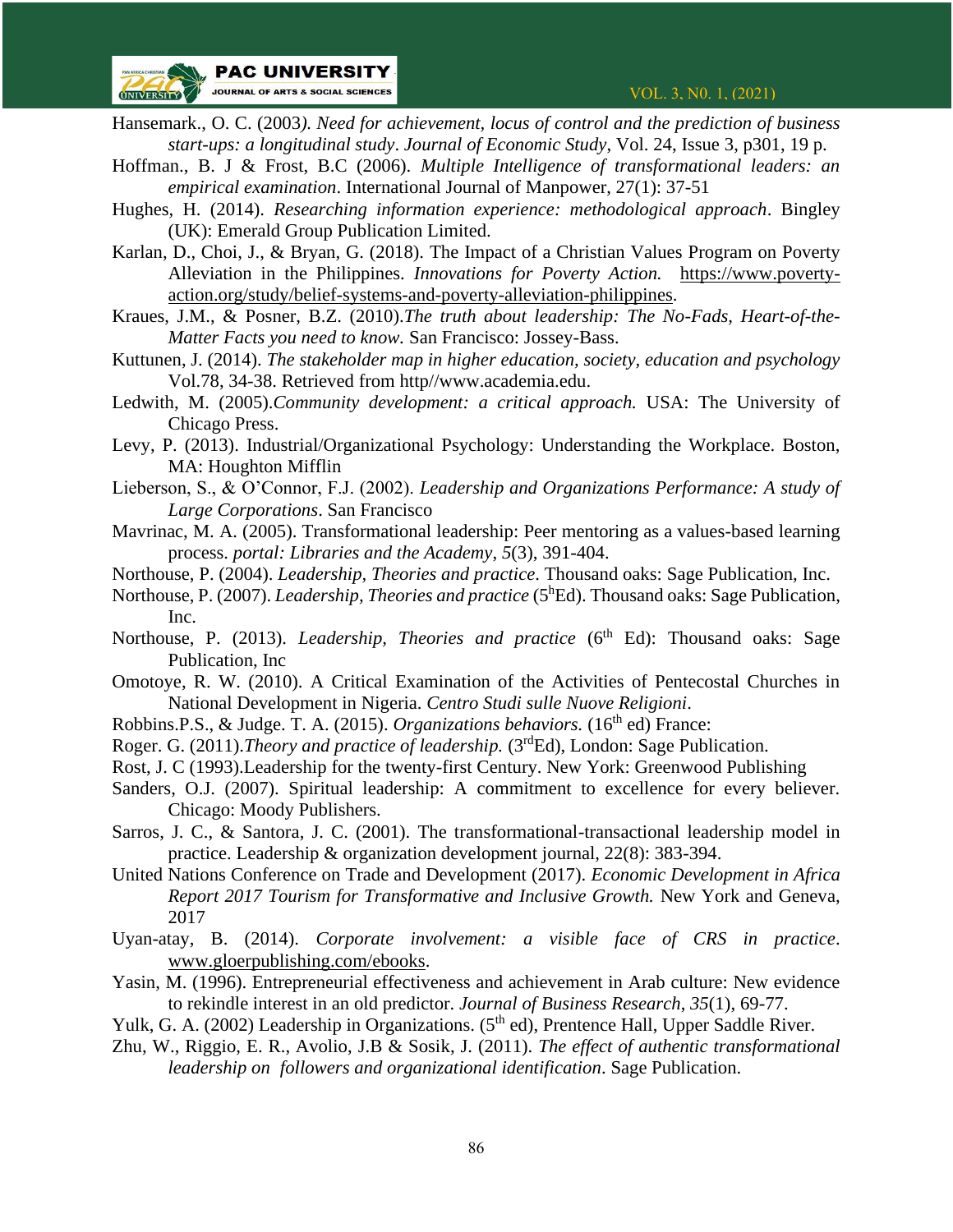Hansemark., O. C. (2003*). Need for achievement, locus of control and the prediction of business start-ups: a longitudinal study*. *Journal of Economic Study*, Vol. 24, Issue 3, p301, 19 p.

Hoffman., B. J & Frost, B.C (2006). *Multiple Intelligence of transformational leaders: an empirical examination*. International Journal of Manpower, 27(1): 37-51

Hughes, H. (2014). *Researching information experience: methodological approach*. Bingley (UK): Emerald Group Publication Limited.

Karlan, D., Choi, J., & Bryan, G. (2018). The Impact of a Christian Values Program on Poverty Alleviation in the Philippines. *Innovations for Poverty Action.* https://www.poverty-action.org/study/belief-systems-and-poverty-alleviation-philippines.

Kraues, J.M., & Posner, B.Z. (2010).*The truth about leadership: The No-Fads, Heart-of-the-Matter Facts you need to know.* San Francisco: Jossey-Bass.

Kuttunen, J. (2014). *The stakeholder map in higher education, society, education and psychology* Vol.78, 34-38. Retrieved from http//www.academia.edu.

Ledwith, M. (2005).*Community development: a critical approach.* USA: The University of Chicago Press.

Levy, P. (2013). Industrial/Organizational Psychology: Understanding the Workplace. Boston, MA: Houghton Mifflin

Lieberson, S., & O'Connor, F.J. (2002). *Leadership and Organizations Performance: A study of Large Corporations*. San Francisco

Mavrinac, M. A. (2005). Transformational leadership: Peer mentoring as a values-based learning process. *portal: Libraries and the Academy*, *5*(3), 391-404.

Northouse, P. (2004). *Leadership, Theories and practice*. Thousand oaks: Sage Publication, Inc.

Northouse, P. (2007). *Leadership, Theories and practice* (5hEd). Thousand oaks: Sage Publication, Inc.

Northouse, P. (2013). *Leadership, Theories and practice* (6th Ed): Thousand oaks: Sage Publication, Inc

Omotoye, R. W. (2010). A Critical Examination of the Activities of Pentecostal Churches in National Development in Nigeria. *Centro Studi sulle Nuove Religioni*.

Robbins.P.S., & Judge. T. A. (2015). *Organizations behaviors.* (16th ed) France:

Roger. G. (2011).*Theory and practice of leadership.* (3rdEd), London: Sage Publication.

Rost, J. C (1993).Leadership for the twenty-first Century. New York: Greenwood Publishing

Sanders, O.J. (2007). Spiritual leadership: A commitment to excellence for every believer. Chicago: Moody Publishers.

Sarros, J. C., & Santora, J. C. (2001). The transformational-transactional leadership model in practice. Leadership & organization development journal, 22(8): 383-394.

United Nations Conference on Trade and Development (2017). *Economic Development in Africa Report 2017 Tourism for Transformative and Inclusive Growth.* New York and Geneva, 2017

Uyan-atay, B. (2014). *Corporate involvement: a visible face of CRS in practice*. www.gloerpublishing.com/ebooks.

Yasin, M. (1996). Entrepreneurial effectiveness and achievement in Arab culture: New evidence to rekindle interest in an old predictor. *Journal of Business Research*, *35*(1), 69-77.

Yulk, G. A. (2002) Leadership in Organizations. (5th ed), Prentence Hall, Upper Saddle River.

Zhu, W., Riggio, E. R., Avolio, J.B & Sosik, J. (2011). *The effect of authentic transformational leadership on followers and organizational identification*. Sage Publication.